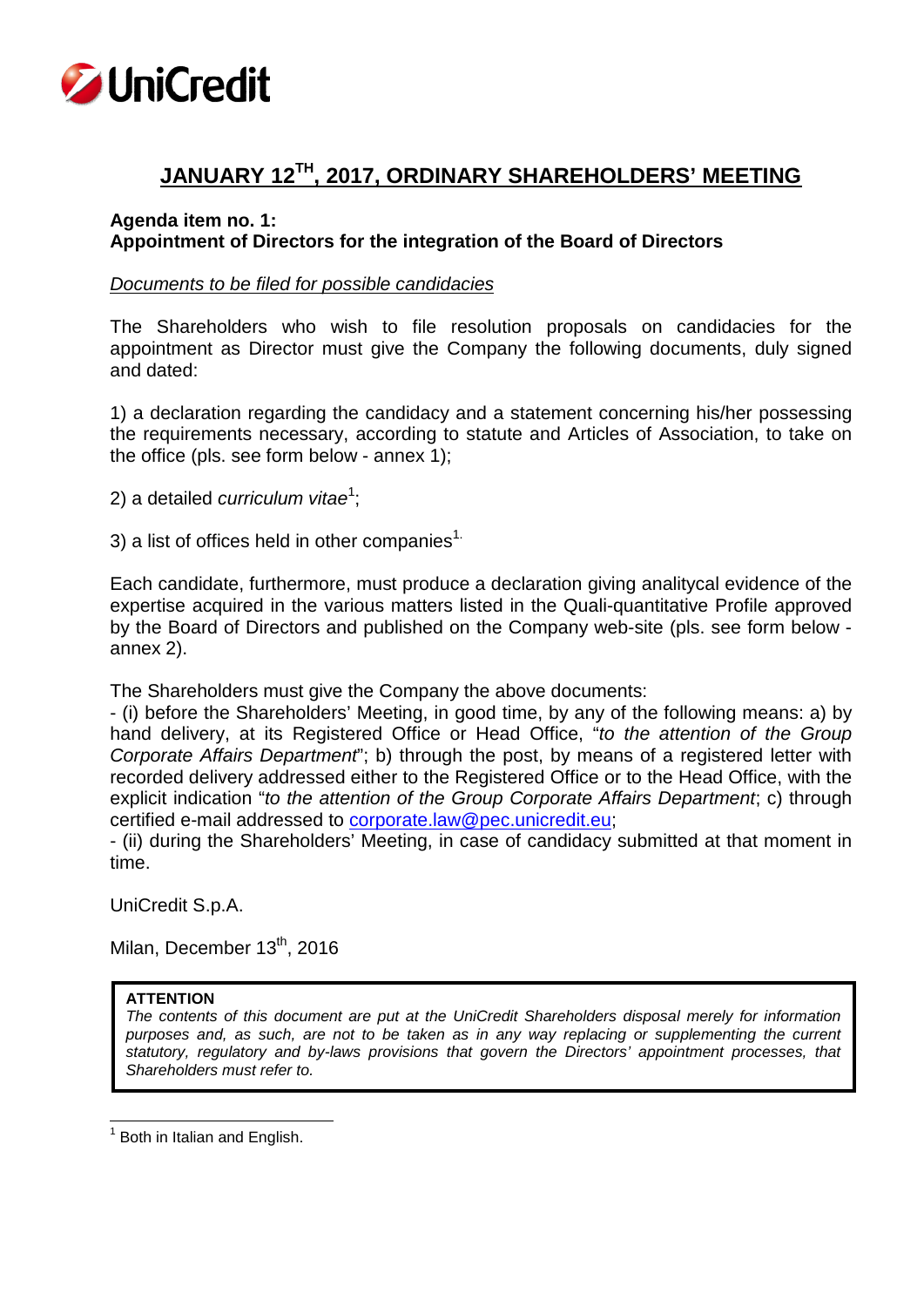UniCredit

# JANUARY 12TH, 2017, ORDINARY SHAREHOLDERS' MEETING

**Agenda item no. 1:**
**Appointment of Directors for the integration of the Board of Directors**

*Documents to be filed for possible candidacies*

The Shareholders who wish to file resolution proposals on candidacies for the appointment as Director must give the Company the following documents, duly signed and dated:

1) a declaration regarding the candidacy and a statement concerning his/her possessing the requirements necessary, according to statute and Articles of Association, to take on the office (pls. see form below - annex 1);

2) a detailed *curriculum vitae*[1];

3) a list of offices held in other companies[1].

Each candidate, furthermore, must produce a declaration giving analitycal evidence of the expertise acquired in the various matters listed in the Quali-quantitative Profile approved by the Board of Directors and published on the Company web-site (pls. see form below - annex 2).

The Shareholders must give the Company the above documents:
- (i) before the Shareholders' Meeting, in good time, by any of the following means: a) by hand delivery, at its Registered Office or Head Office, "*to the attention of the Group Corporate Affairs Department*"; b) through the post, by means of a registered letter with recorded delivery addressed either to the Registered Office or to the Head Office, with the explicit indication "*to the attention of the Group Corporate Affairs Department*; c) through certified e-mail addressed to corporate.law@pec.unicredit.eu;
- (ii) during the Shareholders' Meeting, in case of candidacy submitted at that moment in time.

UniCredit S.p.A.

Milan, December 13th, 2016

> **ATTENTION**
> *The contents of this document are put at the UniCredit Shareholders disposal merely for information purposes and, as such, are not to be taken as in any way replacing or supplementing the current statutory, regulatory and by-laws provisions that govern the Directors' appointment processes, that Shareholders must refer to.*

[1] Both in Italian and English.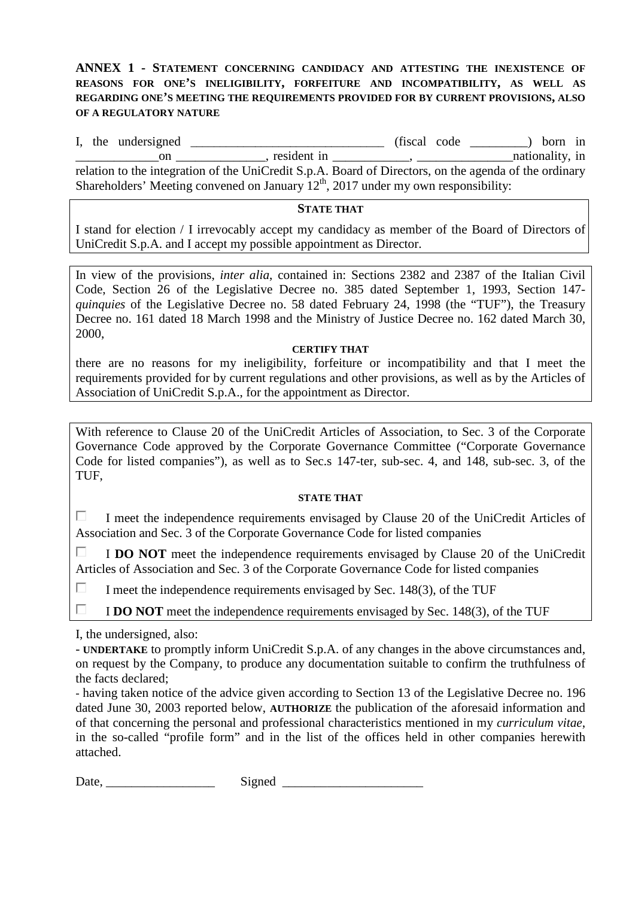## ANNEX 1 - STATEMENT CONCERNING CANDIDACY AND ATTESTING THE INEXISTENCE OF REASONS FOR ONE'S INELIGIBILITY, FORFEITURE AND INCOMPATIBILITY, AS WELL AS REGARDING ONE'S MEETING THE REQUIREMENTS PROVIDED FOR BY CURRENT PROVISIONS, ALSO OF A REGULATORY NATURE

I, the undersigned ______________________________ (fiscal code _________) born in _____________on ______________, resident in ____________, _______________nationality, in relation to the integration of the UniCredit S.p.A. Board of Directors, on the agenda of the ordinary Shareholders' Meeting convened on January 12th, 2017 under my own responsibility:

**STATE THAT**

I stand for election / I irrevocably accept my candidacy as member of the Board of Directors of UniCredit S.p.A. and I accept my possible appointment as Director.

In view of the provisions, *inter alia*, contained in: Sections 2382 and 2387 of the Italian Civil Code, Section 26 of the Legislative Decree no. 385 dated September 1, 1993, Section 147-*quinquies* of the Legislative Decree no. 58 dated February 24, 1998 (the "TUF"), the Treasury Decree no. 161 dated 18 March 1998 and the Ministry of Justice Decree no. 162 dated March 30, 2000,

**CERTIFY THAT**

there are no reasons for my ineligibility, forfeiture or incompatibility and that I meet the requirements provided for by current regulations and other provisions, as well as by the Articles of Association of UniCredit S.p.A., for the appointment as Director.

With reference to Clause 20 of the UniCredit Articles of Association, to Sec. 3 of the Corporate Governance Code approved by the Corporate Governance Committee ("Corporate Governance Code for listed companies"), as well as to Sec.s 147-ter, sub-sec. 4, and 148, sub-sec. 3, of the TUF,

**STATE THAT**

- ☐ I meet the independence requirements envisaged by Clause 20 of the UniCredit Articles of Association and Sec. 3 of the Corporate Governance Code for listed companies
- ☐ I **DO NOT** meet the independence requirements envisaged by Clause 20 of the UniCredit Articles of Association and Sec. 3 of the Corporate Governance Code for listed companies
- ☐ I meet the independence requirements envisaged by Sec. 148(3), of the TUF
- ☐ I **DO NOT** meet the independence requirements envisaged by Sec. 148(3), of the TUF

I, the undersigned, also:

- **UNDERTAKE** to promptly inform UniCredit S.p.A. of any changes in the above circumstances and, on request by the Company, to produce any documentation suitable to confirm the truthfulness of the facts declared;
- having taken notice of the advice given according to Section 13 of the Legislative Decree no. 196 dated June 30, 2003 reported below, **AUTHORIZE** the publication of the aforesaid information and of that concerning the personal and professional characteristics mentioned in my *curriculum vitae*, in the so-called "profile form" and in the list of the offices held in other companies herewith attached.

Date, _________________ Signed ______________________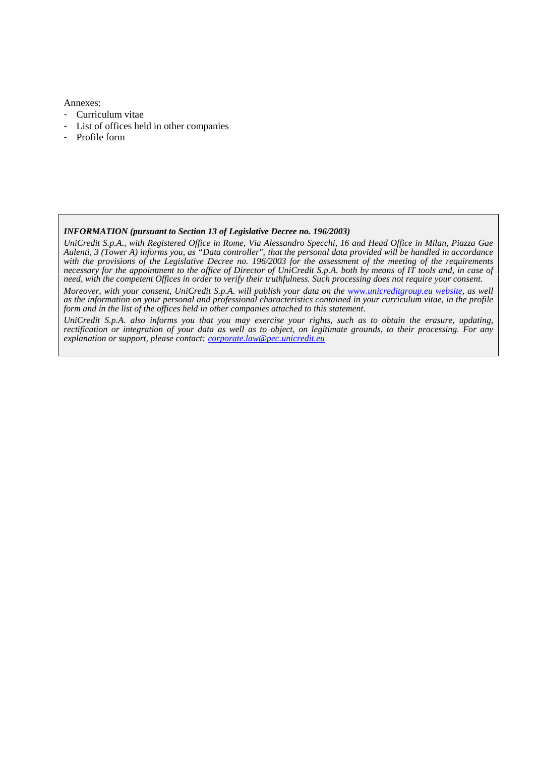Annexes:

- Curriculum vitae
- List of offices held in other companies
- Profile form

***INFORMATION (pursuant to Section 13 of Legislative Decree no. 196/2003)***

*UniCredit S.p.A., with Registered Office in Rome, Via Alessandro Specchi, 16 and Head Office in Milan, Piazza Gae Aulenti, 3 (Tower A) informs you, as "Data controller", that the personal data provided will be handled in accordance with the provisions of the Legislative Decree no. 196/2003 for the assessment of the meeting of the requirements necessary for the appointment to the office of Director of UniCredit S.p.A. both by means of IT tools and, in case of need, with the competent Offices in order to verify their truthfulness. Such processing does not require your consent.*

*Moreover, with your consent, UniCredit S.p.A. will publish your data on the www.unicreditgroup.eu website, as well as the information on your personal and professional characteristics contained in your curriculum vitae, in the profile form and in the list of the offices held in other companies attached to this statement.*

*UniCredit S.p.A. also informs you that you may exercise your rights, such as to obtain the erasure, updating, rectification or integration of your data as well as to object, on legitimate grounds, to their processing. For any explanation or support, please contact: corporate.law@pec.unicredit.eu*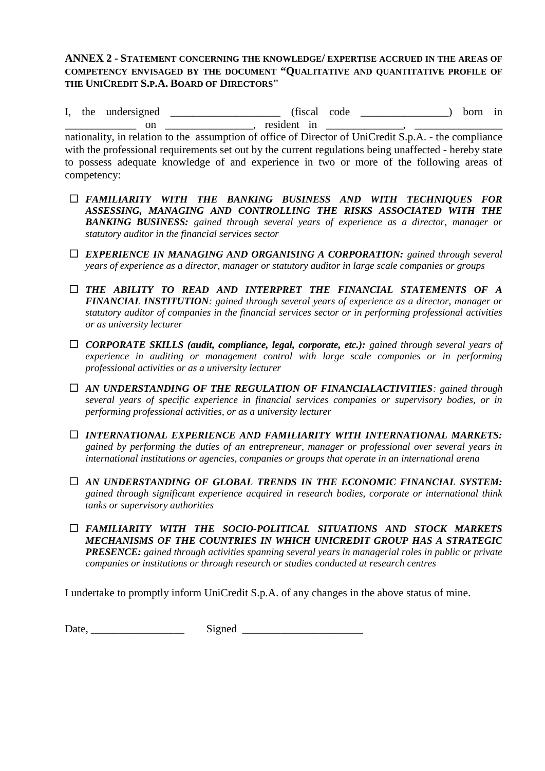**ANNEX 2 - STATEMENT CONCERNING THE KNOWLEDGE/ EXPERTISE ACCRUED IN THE AREAS OF COMPETENCY ENVISAGED BY THE DOCUMENT "QUALITATIVE AND QUANTITATIVE PROFILE OF THE UNICREDIT S.P.A. BOARD OF DIRECTORS"**

I, the undersigned ____________________ (fiscal code ________________) born in _____________ on ________________, resident in ______________, ________________ nationality, in relation to the assumption of office of Director of UniCredit S.p.A. - the compliance with the professional requirements set out by the current regulations being unaffected - hereby state to possess adequate knowledge of and experience in two or more of the following areas of competency:

- ☐ ***FAMILIARITY WITH THE BANKING BUSINESS AND WITH TECHNIQUES FOR ASSESSING, MANAGING AND CONTROLLING THE RISKS ASSOCIATED WITH THE BANKING BUSINESS:*** *gained through several years of experience as a director, manager or statutory auditor in the financial services sector*

- ☐ ***EXPERIENCE IN MANAGING AND ORGANISING A CORPORATION:*** *gained through several years of experience as a director, manager or statutory auditor in large scale companies or groups*

- ☐ ***THE ABILITY TO READ AND INTERPRET THE FINANCIAL STATEMENTS OF A FINANCIAL INSTITUTION****: gained through several years of experience as a director, manager or statutory auditor of companies in the financial services sector or in performing professional activities or as university lecturer*

- ☐ ***CORPORATE SKILLS (audit, compliance, legal, corporate, etc.):*** *gained through several years of experience in auditing or management control with large scale companies or in performing professional activities or as a university lecturer*

- ☐ ***AN UNDERSTANDING OF THE REGULATION OF FINANCIALACTIVITIES****: gained through several years of specific experience in financial services companies or supervisory bodies, or in performing professional activities, or as a university lecturer*

- ☐ ***INTERNATIONAL EXPERIENCE AND FAMILIARITY WITH INTERNATIONAL MARKETS:*** *gained by performing the duties of an entrepreneur, manager or professional over several years in international institutions or agencies, companies or groups that operate in an international arena*

- ☐ ***AN UNDERSTANDING OF GLOBAL TRENDS IN THE ECONOMIC FINANCIAL SYSTEM:*** *gained through significant experience acquired in research bodies, corporate or international think tanks or supervisory authorities*

- ☐ ***FAMILIARITY WITH THE SOCIO-POLITICAL SITUATIONS AND STOCK MARKETS MECHANISMS OF THE COUNTRIES IN WHICH UNICREDIT GROUP HAS A STRATEGIC PRESENCE:*** *gained through activities spanning several years in managerial roles in public or private companies or institutions or through research or studies conducted at research centres*

I undertake to promptly inform UniCredit S.p.A. of any changes in the above status of mine.

Date, _________________ Signed ______________________